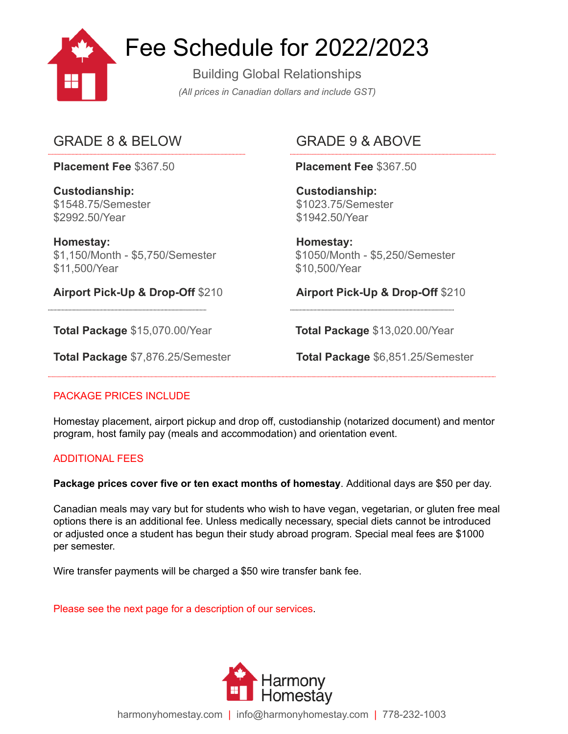# Fee Schedule for 2022/2023

Building Global Relationships

*(All prices in Canadian dollars and include GST)*

## GRADE 8 & BELOW

**Placement Fee** $367.50

**Custodianship:**
$1548.75/Semester
$2992.50/Year

**Homestay:**
$1,150/Month - $5,750/Semester
$11,500/Year

**Airport Pick-Up & Drop-Off** $210

**Total Package** $15,070.00/Year

**Total Package** $7,876.25/Semester

## GRADE 9 & ABOVE

**Placement Fee** $367.50

**Custodianship:**
$1023.75/Semester
$1942.50/Year

**Homestay:**
$1050/Month - $5,250/Semester
$10,500/Year

**Airport Pick-Up & Drop-Off** $210

**Total Package** $13,020.00/Year

**Total Package** $6,851.25/Semester

## PACKAGE PRICES INCLUDE

Homestay placement, airport pickup and drop off, custodianship (notarized document) and mentor program, host family pay (meals and accommodation) and orientation event.

## ADDITIONAL FEES

**Package prices cover five or ten exact months of homestay**. Additional days are $50 per day.

Canadian meals may vary but for students who wish to have vegan, vegetarian, or gluten free meal options there is an additional fee. Unless medically necessary, special diets cannot be introduced or adjusted once a student has begun their study abroad program. Special meal fees are $1000 per semester.

Wire transfer payments will be charged a $50 wire transfer bank fee.

Please see the next page for a description of our services.

Harmony Homestay

harmonyhomestay.com | info@harmonyhomestay.com | 778-232-1003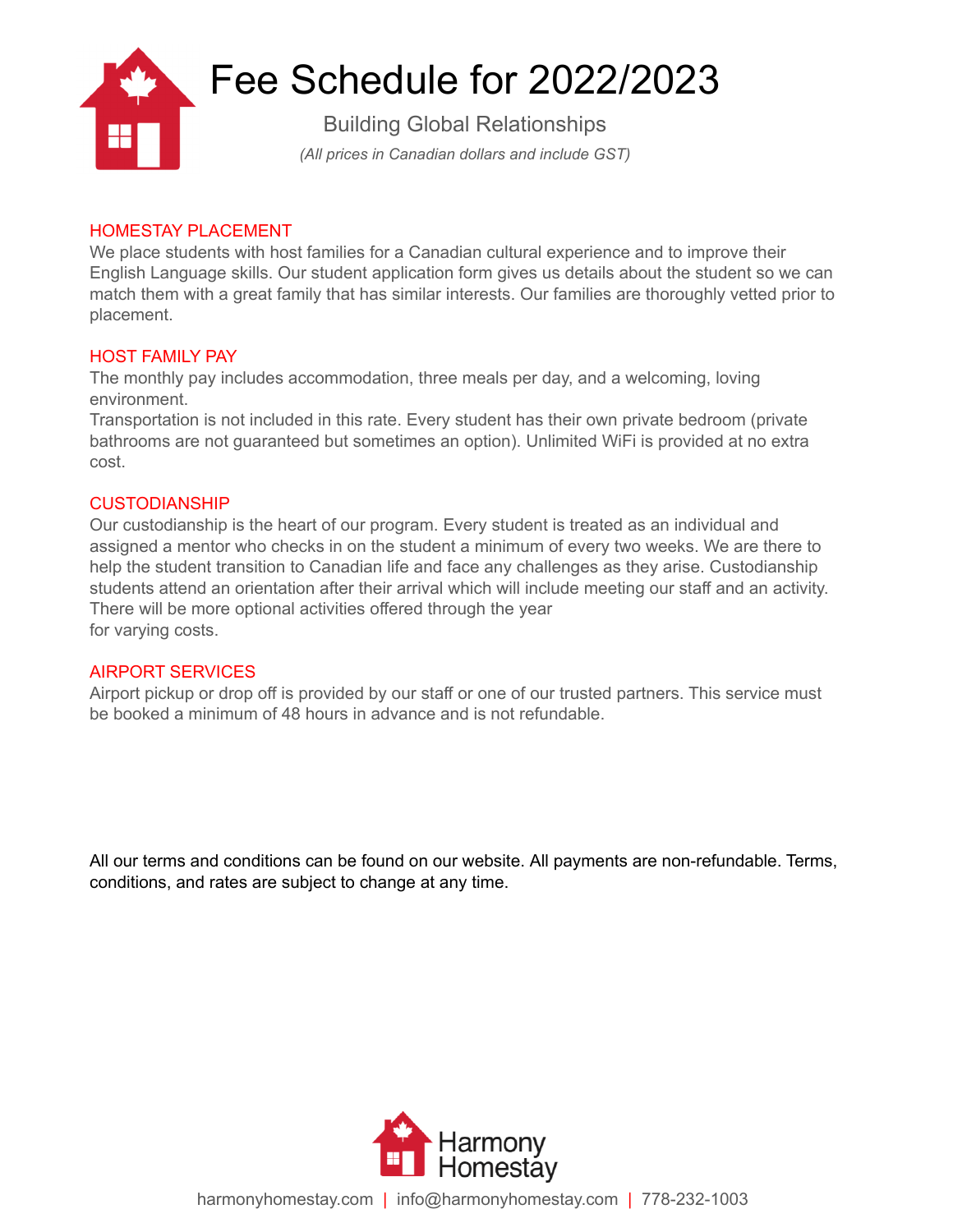# Fee Schedule for 2022/2023

Building Global Relationships

*(All prices in Canadian dollars and include GST)*

## HOMESTAY PLACEMENT

We place students with host families for a Canadian cultural experience and to improve their English Language skills. Our student application form gives us details about the student so we can match them with a great family that has similar interests. Our families are thoroughly vetted prior to placement.

## HOST FAMILY PAY

The monthly pay includes accommodation, three meals per day, and a welcoming, loving environment.

Transportation is not included in this rate. Every student has their own private bedroom (private bathrooms are not guaranteed but sometimes an option). Unlimited WiFi is provided at no extra cost.

## CUSTODIANSHIP

Our custodianship is the heart of our program. Every student is treated as an individual and assigned a mentor who checks in on the student a minimum of every two weeks. We are there to help the student transition to Canadian life and face any challenges as they arise. Custodianship students attend an orientation after their arrival which will include meeting our staff and an activity. There will be more optional activities offered through the year for varying costs.

## AIRPORT SERVICES

Airport pickup or drop off is provided by our staff or one of our trusted partners. This service must be booked a minimum of 48 hours in advance and is not refundable.

All our terms and conditions can be found on our website. All payments are non-refundable. Terms, conditions, and rates are subject to change at any time.

Harmony Homestay

harmonyhomestay.com | info@harmonyhomestay.com | 778-232-1003